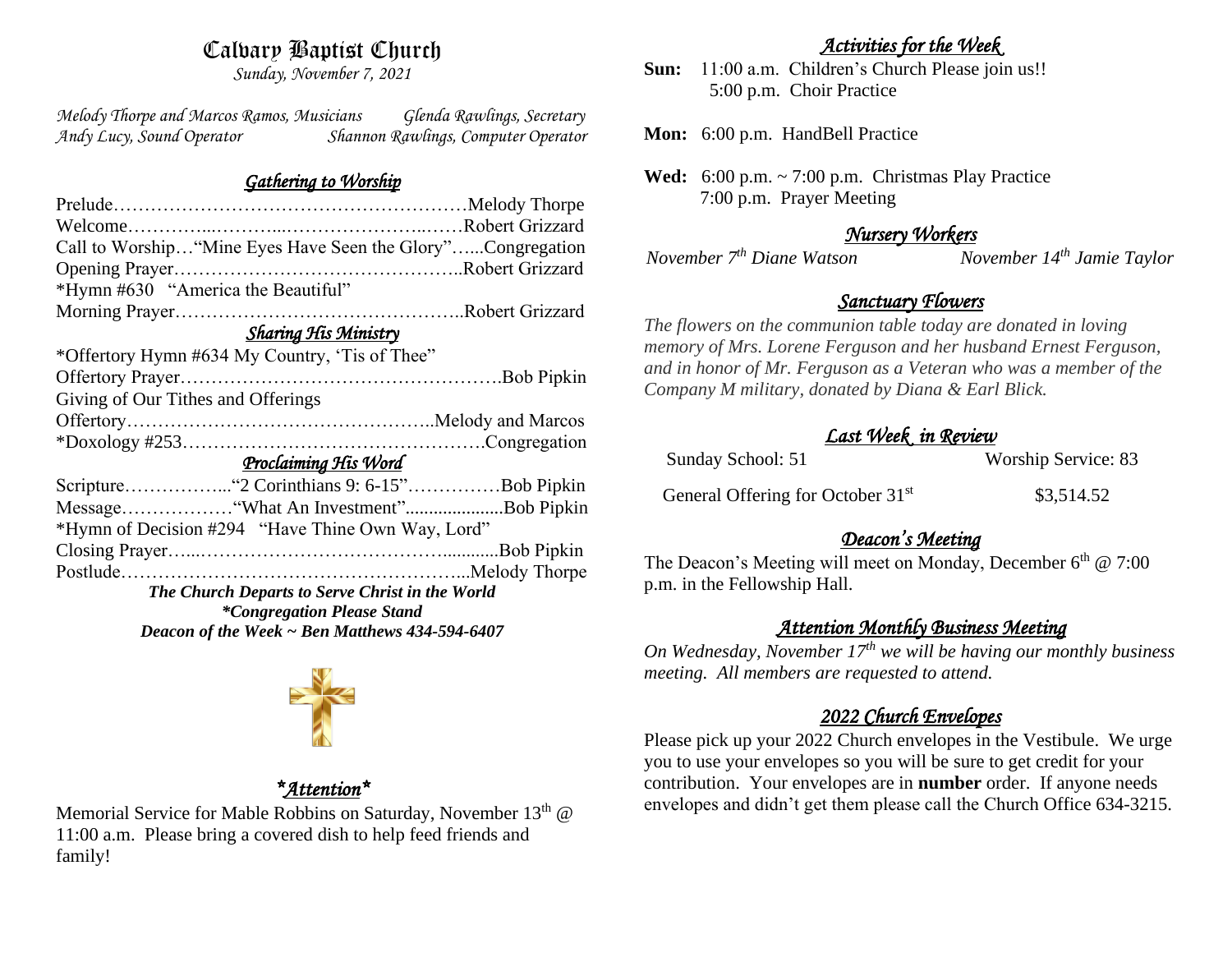# Calvary Baptist Church

*Sunday, November 7, 2021*

*Melody Thorpe and Marcos Ramos, Musicians* — *Glenda Rawlings, Secretary*
*Andy Lucy, Sound Operator* — *Shannon Rawlings, Computer Operator*

## *Gathering to Worship*

Prelude……………………………………………………Melody Thorpe
Welcome…………...………...……………………..……Robert Grizzard
Call to Worship…"Mine Eyes Have Seen the Glory"…...Congregation
Opening Prayer………………………………………..Robert Grizzard
*Hymn #630 "America the Beautiful"
Morning Prayer………………………………………..Robert Grizzard

## *Sharing His Ministry*

*Offertory Hymn #634 My Country, 'Tis of Thee"
Offertory Prayer…………………………………………….Bob Pipkin
Giving of Our Tithes and Offerings
Offertory…………………………………………..Melody and Marcos
*Doxology #253………………………………………….Congregation

## *Proclaiming His Word*

Scripture……………..."2 Corinthians 9: 6-15"……………Bob Pipkin
Message………………"What An Investment"....................Bob Pipkin
*Hymn of Decision #294 "Have Thine Own Way, Lord"
Closing Prayer…...…………………………………...........Bob Pipkin
Postlude………………………………………………...Melody Thorpe

***The Church Departs to Serve Christ in the World***
***\*Congregation Please Stand***
***Deacon of the Week ~ Ben Matthews 434-594-6407***

## *\*Attention\**

Memorial Service for Mable Robbins on Saturday, November 13th @ 11:00 a.m. Please bring a covered dish to help feed friends and family!

## *Activities for the Week*

**Sun:** 11:00 a.m. Children's Church Please join us!!
5:00 p.m. Choir Practice

**Mon:** 6:00 p.m. HandBell Practice

**Wed:** 6:00 p.m. ~ 7:00 p.m. Christmas Play Practice
7:00 p.m. Prayer Meeting

## *Nursery Workers*

*November 7th Diane Watson* — *November 14th Jamie Taylor*

## *Sanctuary Flowers*

*The flowers on the communion table today are donated in loving memory of Mrs. Lorene Ferguson and her husband Ernest Ferguson, and in honor of Mr. Ferguson as a Veteran who was a member of the Company M military, donated by Diana & Earl Blick.*

## *Last Week in Review*

| Sunday School: 51 | Worship Service: 83 |
|---|---|
| General Offering for October 31st | $3,514.52 |

## *Deacon's Meeting*

The Deacon's Meeting will meet on Monday, December 6th @ 7:00 p.m. in the Fellowship Hall.

## *Attention Monthly Business Meeting*

*On Wednesday, November 17th we will be having our monthly business meeting. All members are requested to attend.*

## *2022 Church Envelopes*

Please pick up your 2022 Church envelopes in the Vestibule. We urge you to use your envelopes so you will be sure to get credit for your contribution. Your envelopes are in **number** order. If anyone needs envelopes and didn't get them please call the Church Office 634-3215.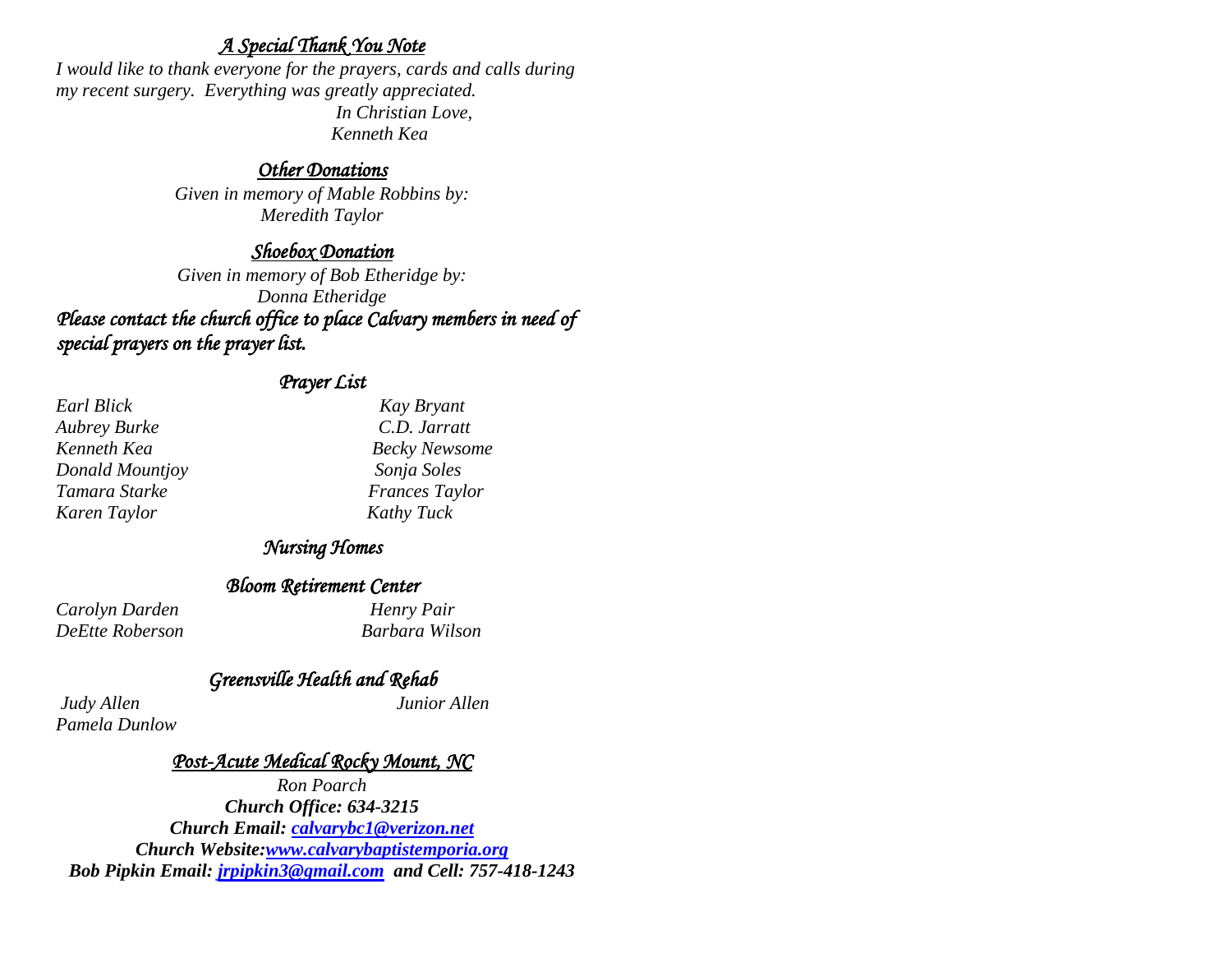## *A Special Thank You Note*

*I would like to thank everyone for the prayers, cards and calls during my recent surgery. Everything was greatly appreciated.*

*In Christian Love,*
*Kenneth Kea*

## *Other Donations*

*Given in memory of Mable Robbins by:*
*Meredith Taylor*

## *Shoebox Donation*

*Given in memory of Bob Etheridge by:*
*Donna Etheridge*

***Please contact the church office to place Calvary members in need of special prayers on the prayer list.***

### *Prayer List*

| | |
|---|---|
| *Earl Blick* | *Kay Bryant* |
| *Aubrey Burke* | *C.D. Jarratt* |
| *Kenneth Kea* | *Becky Newsome* |
| *Donald Mountjoy* | *Sonja Soles* |
| *Tamara Starke* | *Frances Taylor* |
| *Karen Taylor* | *Kathy Tuck* |

### *Nursing Homes*

#### *Bloom Retirement Center*

| | |
|---|---|
| *Carolyn Darden* | *Henry Pair* |
| *DeEtte Roberson* | *Barbara Wilson* |

#### *Greensville Health and Rehab*

| | |
|---|---|
| *Judy Allen* | *Junior Allen* |
| *Pamela Dunlow* | |

#### *Post-Acute Medical Rocky Mount, NC*

*Ron Poarch*

***Church Office: 634-3215***
***Church Email: [calvarybc1@verizon.net](mailto:calvarybc1@verizon.net)***
***Church Website:[www.calvarybaptistemporia.org](http://www.calvarybaptistemporia.org)***
***Bob Pipkin Email: [jrpipkin3@gmail.com](mailto:jrpipkin3@gmail.com) and Cell: 757-418-1243***